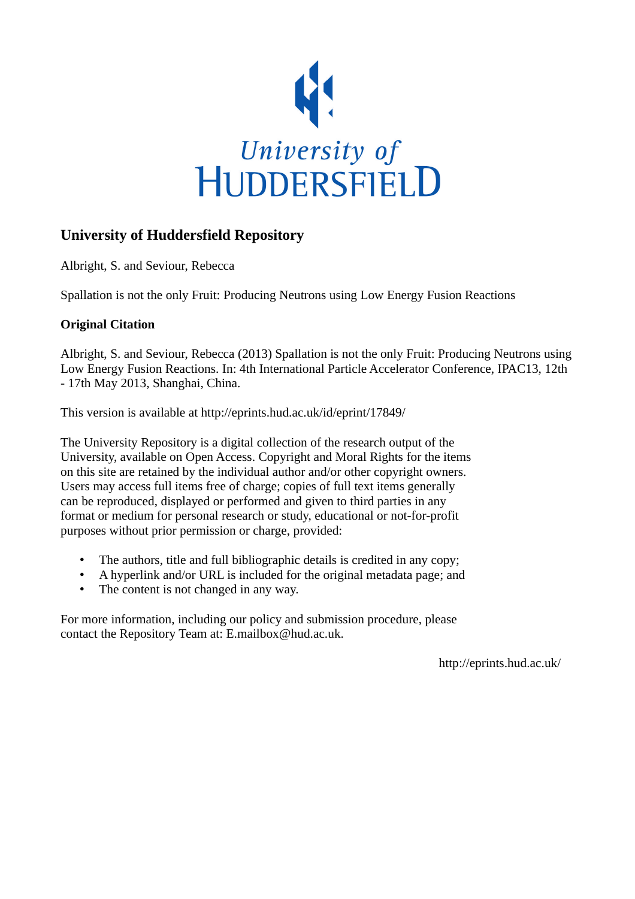University of
HUDDERSFIELD

## University of Huddersfield Repository

Albright, S. and Seviour, Rebecca

Spallation is not the only Fruit: Producing Neutrons using Low Energy Fusion Reactions

### Original Citation

Albright, S. and Seviour, Rebecca (2013) Spallation is not the only Fruit: Producing Neutrons using Low Energy Fusion Reactions. In: 4th International Particle Accelerator Conference, IPAC13, 12th - 17th May 2013, Shanghai, China.

This version is available at http://eprints.hud.ac.uk/id/eprint/17849/

The University Repository is a digital collection of the research output of the University, available on Open Access. Copyright and Moral Rights for the items on this site are retained by the individual author and/or other copyright owners. Users may access full items free of charge; copies of full text items generally can be reproduced, displayed or performed and given to third parties in any format or medium for personal research or study, educational or not-for-profit purposes without prior permission or charge, provided:

- The authors, title and full bibliographic details is credited in any copy;
- A hyperlink and/or URL is included for the original metadata page; and
- The content is not changed in any way.

For more information, including our policy and submission procedure, please contact the Repository Team at: E.mailbox@hud.ac.uk.

http://eprints.hud.ac.uk/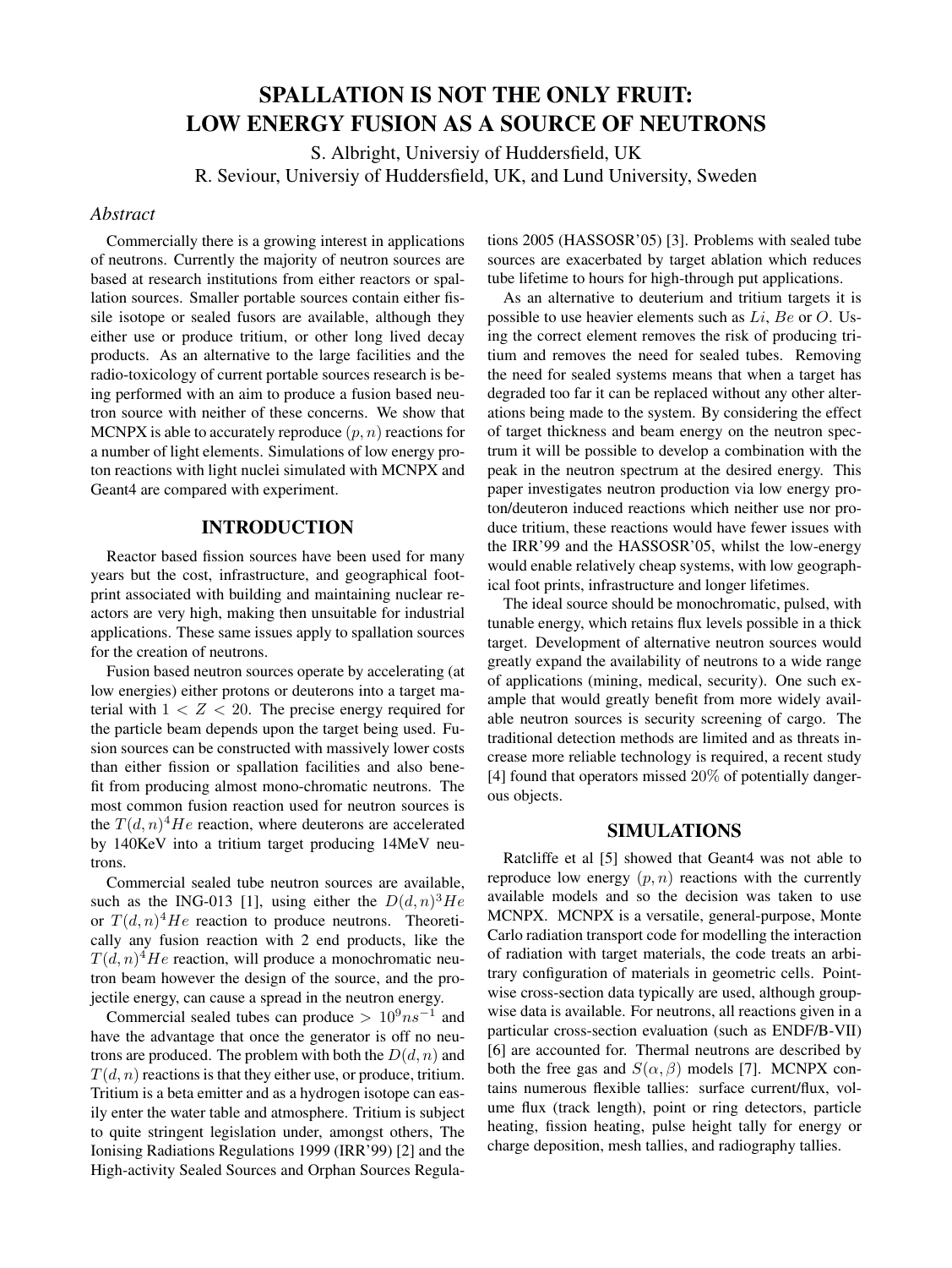# SPALLATION IS NOT THE ONLY FRUIT: LOW ENERGY FUSION AS A SOURCE OF NEUTRONS

S. Albright, Universiy of Huddersfield, UK
R. Seviour, Universiy of Huddersfield, UK, and Lund University, Sweden

### *Abstract*

Commercially there is a growing interest in applications of neutrons. Currently the majority of neutron sources are based at research institutions from either reactors or spallation sources. Smaller portable sources contain either fissile isotope or sealed fusors are available, although they either use or produce tritium, or other long lived decay products. As an alternative to the large facilities and the radio-toxicology of current portable sources research is being performed with an aim to produce a fusion based neutron source with neither of these concerns. We show that MCNPX is able to accurately reproduce $(p, n)$ reactions for a number of light elements. Simulations of low energy proton reactions with light nuclei simulated with MCNPX and Geant4 are compared with experiment.

## INTRODUCTION

Reactor based fission sources have been used for many years but the cost, infrastructure, and geographical footprint associated with building and maintaining nuclear reactors are very high, making then unsuitable for industrial applications. These same issues apply to spallation sources for the creation of neutrons.

Fusion based neutron sources operate by accelerating (at low energies) either protons or deuterons into a target material with $1 < Z < 20$. The precise energy required for the particle beam depends upon the target being used. Fusion sources can be constructed with massively lower costs than either fission or spallation facilities and also benefit from producing almost mono-chromatic neutrons. The most common fusion reaction used for neutron sources is the $T(d, n)^4He$ reaction, where deuterons are accelerated by 140KeV into a tritium target producing 14MeV neutrons.

Commercial sealed tube neutron sources are available, such as the ING-013 [1], using either the $D(d, n)^3He$ or $T(d, n)^4He$ reaction to produce neutrons. Theoretically any fusion reaction with 2 end products, like the $T(d, n)^4He$ reaction, will produce a monochromatic neutron beam however the design of the source, and the projectile energy, can cause a spread in the neutron energy.

Commercial sealed tubes can produce $> 10^9 ns^{-1}$ and have the advantage that once the generator is off no neutrons are produced. The problem with both the $D(d, n)$ and $T(d, n)$ reactions is that they either use, or produce, tritium. Tritium is a beta emitter and as a hydrogen isotope can easily enter the water table and atmosphere. Tritium is subject to quite stringent legislation under, amongst others, The Ionising Radiations Regulations 1999 (IRR'99) [2] and the High-activity Sealed Sources and Orphan Sources Regulations 2005 (HASSOSR'05) [3]. Problems with sealed tube sources are exacerbated by target ablation which reduces tube lifetime to hours for high-through put applications.

As an alternative to deuterium and tritium targets it is possible to use heavier elements such as $Li$, $Be$ or $O$. Using the correct element removes the risk of producing tritium and removes the need for sealed tubes. Removing the need for sealed systems means that when a target has degraded too far it can be replaced without any other alterations being made to the system. By considering the effect of target thickness and beam energy on the neutron spectrum it will be possible to develop a combination with the peak in the neutron spectrum at the desired energy. This paper investigates neutron production via low energy proton/deuteron induced reactions which neither use nor produce tritium, these reactions would have fewer issues with the IRR'99 and the HASSOSR'05, whilst the low-energy would enable relatively cheap systems, with low geographical foot prints, infrastructure and longer lifetimes.

The ideal source should be monochromatic, pulsed, with tunable energy, which retains flux levels possible in a thick target. Development of alternative neutron sources would greatly expand the availability of neutrons to a wide range of applications (mining, medical, security). One such example that would greatly benefit from more widely available neutron sources is security screening of cargo. The traditional detection methods are limited and as threats increase more reliable technology is required, a recent study [4] found that operators missed $20\%$ of potentially dangerous objects.

## SIMULATIONS

Ratcliffe et al [5] showed that Geant4 was not able to reproduce low energy $(p, n)$ reactions with the currently available models and so the decision was taken to use MCNPX. MCNPX is a versatile, general-purpose, Monte Carlo radiation transport code for modelling the interaction of radiation with target materials, the code treats an arbitrary configuration of materials in geometric cells. Pointwise cross-section data typically are used, although groupwise data is available. For neutrons, all reactions given in a particular cross-section evaluation (such as ENDF/B-VII) [6] are accounted for. Thermal neutrons are described by both the free gas and $S(\alpha, \beta)$ models [7]. MCNPX contains numerous flexible tallies: surface current/flux, volume flux (track length), point or ring detectors, particle heating, fission heating, pulse height tally for energy or charge deposition, mesh tallies, and radiography tallies.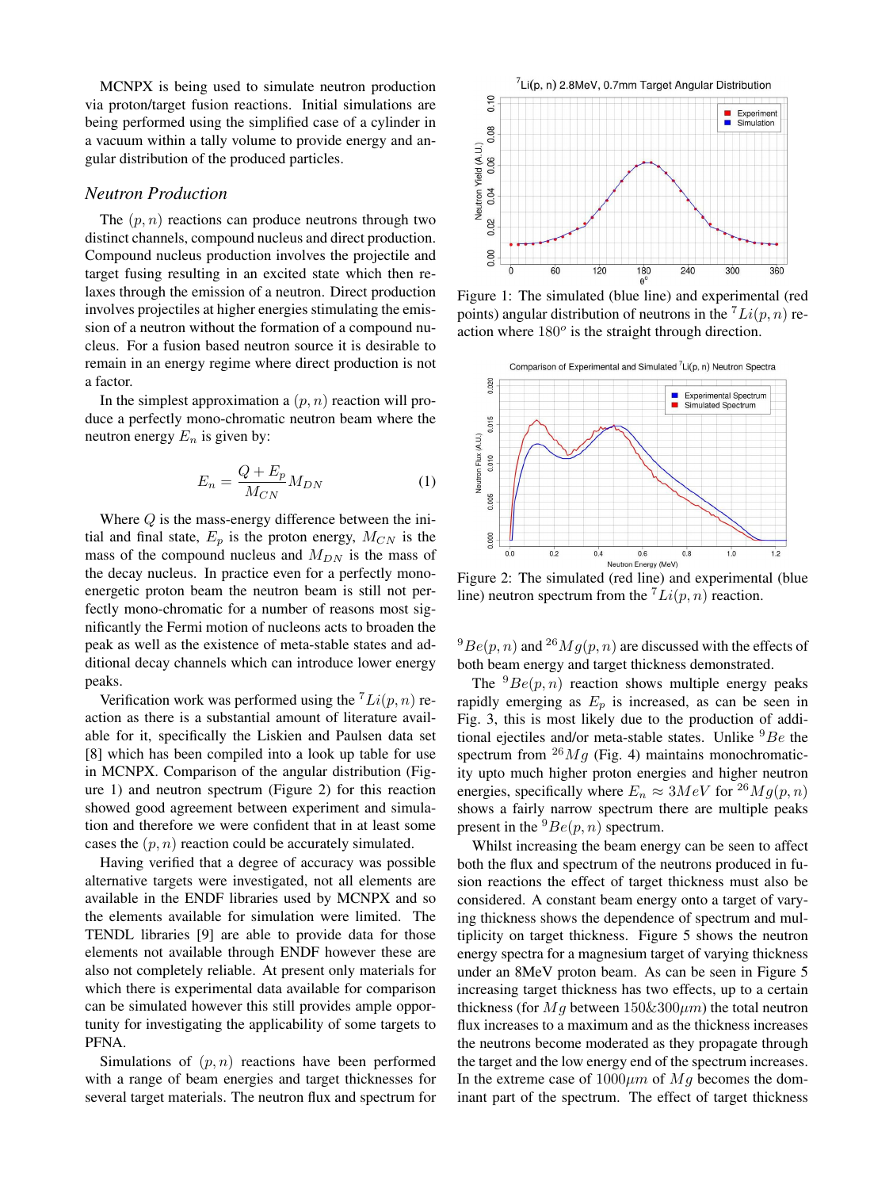MCNPX is being used to simulate neutron production via proton/target fusion reactions. Initial simulations are being performed using the simplified case of a cylinder in a vacuum within a tally volume to provide energy and angular distribution of the produced particles.

### *Neutron Production*

The $(p, n)$ reactions can produce neutrons through two distinct channels, compound nucleus and direct production. Compound nucleus production involves the projectile and target fusing resulting in an excited state which then relaxes through the emission of a neutron. Direct production involves projectiles at higher energies stimulating the emission of a neutron without the formation of a compound nucleus. For a fusion based neutron source it is desirable to remain in an energy regime where direct production is not a factor.

In the simplest approximation a $(p, n)$ reaction will produce a perfectly mono-chromatic neutron beam where the neutron energy $E_n$ is given by:

$$E_n = \frac{Q + E_p}{M_{CN}} M_{DN} \tag{1}$$

Where $Q$ is the mass-energy difference between the initial and final state, $E_p$ is the proton energy, $M_{CN}$ is the mass of the compound nucleus and $M_{DN}$ is the mass of the decay nucleus. In practice even for a perfectly mono-energetic proton beam the neutron beam is still not perfectly mono-chromatic for a number of reasons most significantly the Fermi motion of nucleons acts to broaden the peak as well as the existence of meta-stable states and additional decay channels which can introduce lower energy peaks.

Verification work was performed using the $^7Li(p, n)$ reaction as there is a substantial amount of literature available for it, specifically the Liskien and Paulsen data set [8] which has been compiled into a look up table for use in MCNPX. Comparison of the angular distribution (Figure 1) and neutron spectrum (Figure 2) for this reaction showed good agreement between experiment and simulation and therefore we were confident that in at least some cases the $(p, n)$ reaction could be accurately simulated.

Having verified that a degree of accuracy was possible alternative targets were investigated, not all elements are available in the ENDF libraries used by MCNPX and so the elements available for simulation were limited. The TENDL libraries [9] are able to provide data for those elements not available through ENDF however these are also not completely reliable. At present only materials for which there is experimental data available for comparison can be simulated however this still provides ample opportunity for investigating the applicability of some targets to PFNA.

Simulations of $(p, n)$ reactions have been performed with a range of beam energies and target thicknesses for several target materials. The neutron flux and spectrum for

Figure 1: The simulated (blue line) and experimental (red points) angular distribution of neutrons in the $^7Li(p, n)$ reaction where $180^o$ is the straight through direction.

Figure 2: The simulated (red line) and experimental (blue line) neutron spectrum from the $^7Li(p, n)$ reaction.

$^9Be(p, n)$ and $^{26}Mg(p, n)$ are discussed with the effects of both beam energy and target thickness demonstrated.

The $^9Be(p, n)$ reaction shows multiple energy peaks rapidly emerging as $E_p$ is increased, as can be seen in Fig. 3, this is most likely due to the production of additional ejectiles and/or meta-stable states. Unlike $^9Be$ the spectrum from $^{26}Mg$ (Fig. 4) maintains monochromaticity upto much higher proton energies and higher neutron energies, specifically where $E_n \approx 3MeV$ for $^{26}Mg(p, n)$ shows a fairly narrow spectrum there are multiple peaks present in the $^9Be(p, n)$ spectrum.

Whilst increasing the beam energy can be seen to affect both the flux and spectrum of the neutrons produced in fusion reactions the effect of target thickness must also be considered. A constant beam energy onto a target of varying thickness shows the dependence of spectrum and multiplicity on target thickness. Figure 5 shows the neutron energy spectra for a magnesium target of varying thickness under an 8MeV proton beam. As can be seen in Figure 5 increasing target thickness has two effects, up to a certain thickness (for $Mg$ between $150\&300\mu m$) the total neutron flux increases to a maximum and as the thickness increases the neutrons become moderated as they propagate through the target and the low energy end of the spectrum increases. In the extreme case of $1000\mu m$ of $Mg$ becomes the dominant part of the spectrum. The effect of target thickness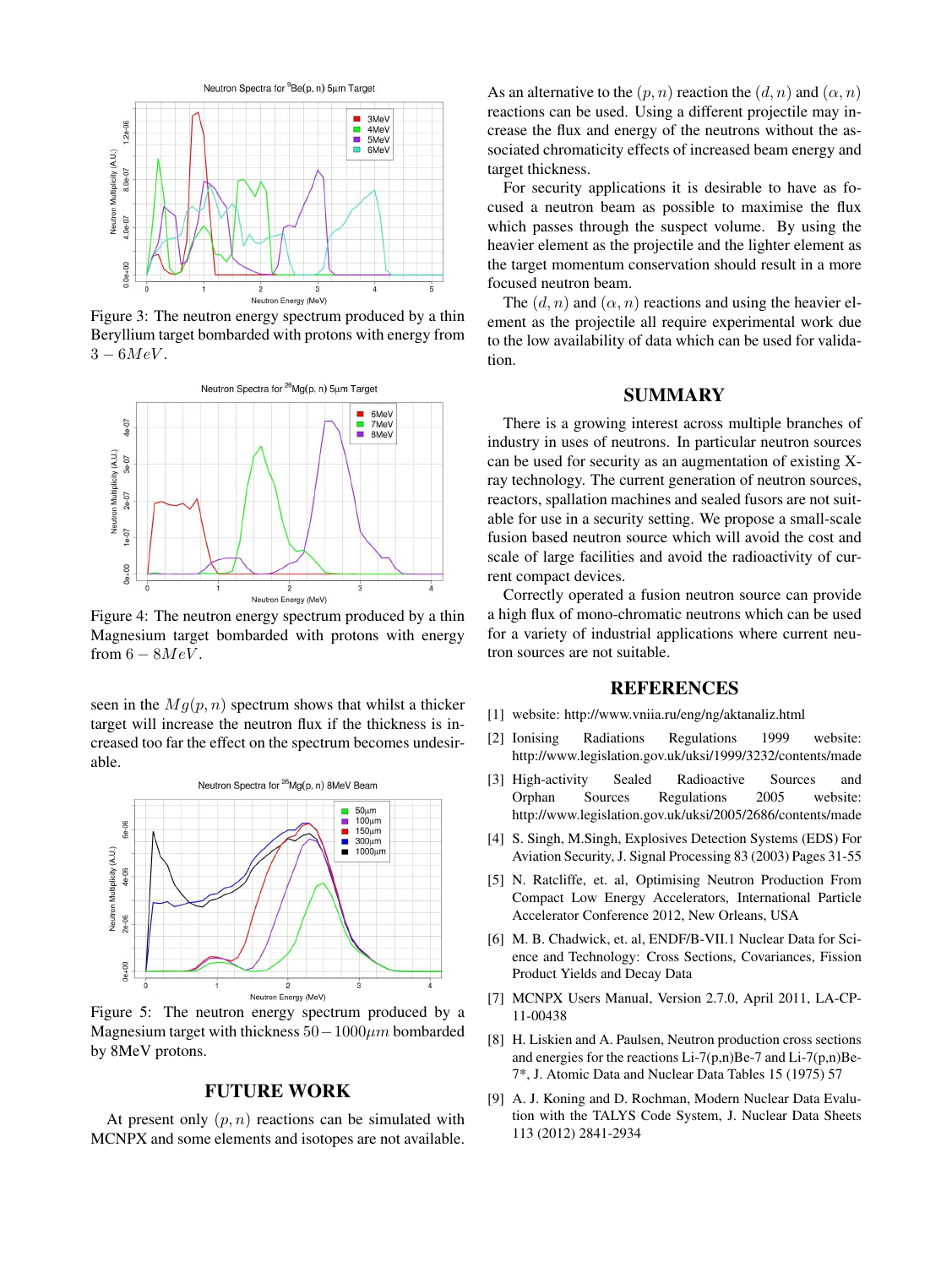Neutron Spectra for $^{9}$Be(p, n) 5μm Target

3MeV
4MeV
5MeV
6MeV

Neutron Multiplicity (A.U.)

0.0e+00
4.0e-07
8.0e-07
1.2e-06

0
1
2
3
4
5

Neutron Energy (MeV)

Figure 3: The neutron energy spectrum produced by a thin Beryllium target bombarded with protons with energy from $3-6MeV$.

Neutron Spectra for $^{26}$Mg(p, n) 5μm Target

6MeV
7MeV
8MeV

Neutron Multiplicity (A.U.)

0e+00
1e-07
2e-07
3e-07
4e-07

0
1
2
3
4

Neutron Energy (MeV)

Figure 4: The neutron energy spectrum produced by a thin Magnesium target bombarded with protons with energy from $6-8MeV$.

seen in the $Mg(p,n)$ spectrum shows that whilst a thicker target will increase the neutron flux if the thickness is increased too far the effect on the spectrum becomes undesirable.

Neutron Spectra for $^{26}$Mg(p, n) 8MeV Beam

50μm
100μm
150μm
300μm
1000μm

Neutron Multiplicity (A.U.)

0e+00
2e-06
4e-06
6e-06

0
1
2
3
4

Neutron Energy (MeV)

Figure 5: The neutron energy spectrum produced by a Magnesium target with thickness $50-1000\mu m$ bombarded by 8MeV protons.

## FUTURE WORK

At present only $(p,n)$ reactions can be simulated with MCNPX and some elements and isotopes are not available. As an alternative to the $(p,n)$ reaction the $(d,n)$ and $(\alpha,n)$ reactions can be used. Using a different projectile may increase the flux and energy of the neutrons without the associated chromaticity effects of increased beam energy and target thickness.

For security applications it is desirable to have as focused a neutron beam as possible to maximise the flux which passes through the suspect volume. By using the heavier element as the projectile and the lighter element as the target momentum conservation should result in a more focused neutron beam.

The $(d,n)$ and $(\alpha,n)$ reactions and using the heavier element as the projectile all require experimental work due to the low availability of data which can be used for validation.

## SUMMARY

There is a growing interest across multiple branches of industry in uses of neutrons. In particular neutron sources can be used for security as an augmentation of existing X-ray technology. The current generation of neutron sources, reactors, spallation machines and sealed fusors are not suitable for use in a security setting. We propose a small-scale fusion based neutron source which will avoid the cost and scale of large facilities and avoid the radioactivity of current compact devices.

Correctly operated a fusion neutron source can provide a high flux of mono-chromatic neutrons which can be used for a variety of industrial applications where current neutron sources are not suitable.

## REFERENCES

[1] website: http://www.vniia.ru/eng/ng/aktanaliz.html

[2] Ionising Radiations Regulations 1999 website: http://www.legislation.gov.uk/uksi/1999/3232/contents/made

[3] High-activity Sealed Radioactive Sources and Orphan Sources Regulations 2005 website: http://www.legislation.gov.uk/uksi/2005/2686/contents/made

[4] S. Singh, M.Singh, Explosives Detection Systems (EDS) For Aviation Security, J. Signal Processing 83 (2003) Pages 31-55

[5] N. Ratcliffe, et. al, Optimising Neutron Production From Compact Low Energy Accelerators, International Particle Accelerator Conference 2012, New Orleans, USA

[6] M. B. Chadwick, et. al, ENDF/B-VII.1 Nuclear Data for Science and Technology: Cross Sections, Covariances, Fission Product Yields and Decay Data

[7] MCNPX Users Manual, Version 2.7.0, April 2011, LA-CP-11-00438

[8] H. Liskien and A. Paulsen, Neutron production cross sections and energies for the reactions Li-7(p,n)Be-7 and Li-7(p,n)Be-7*, J. Atomic Data and Nuclear Data Tables 15 (1975) 57

[9] A. J. Koning and D. Rochman, Modern Nuclear Data Evaluation with the TALYS Code System, J. Nuclear Data Sheets 113 (2012) 2841-2934